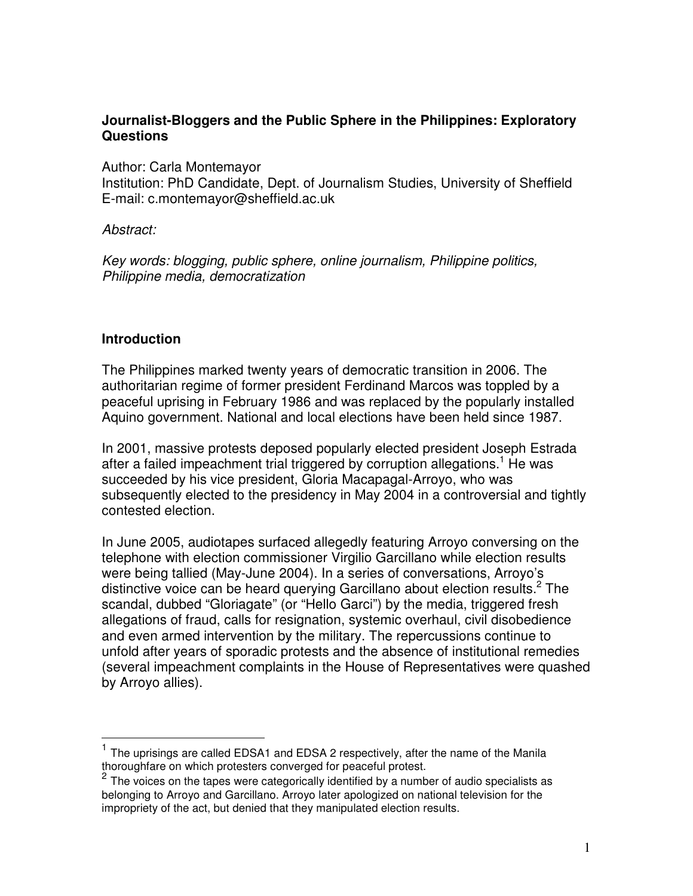**Journalist-Bloggers and the Public Sphere in the Philippines: Exploratory Questions**

Author: Carla Montemayor
Institution: PhD Candidate, Dept. of Journalism Studies, University of Sheffield
E-mail: c.montemayor@sheffield.ac.uk

*Abstract:*

*Key words: blogging, public sphere, online journalism, Philippine politics, Philippine media, democratization*

## Introduction

The Philippines marked twenty years of democratic transition in 2006. The authoritarian regime of former president Ferdinand Marcos was toppled by a peaceful uprising in February 1986 and was replaced by the popularly installed Aquino government. National and local elections have been held since 1987.

In 2001, massive protests deposed popularly elected president Joseph Estrada after a failed impeachment trial triggered by corruption allegations.[1] He was succeeded by his vice president, Gloria Macapagal-Arroyo, who was subsequently elected to the presidency in May 2004 in a controversial and tightly contested election.

In June 2005, audiotapes surfaced allegedly featuring Arroyo conversing on the telephone with election commissioner Virgilio Garcillano while election results were being tallied (May-June 2004). In a series of conversations, Arroyo's distinctive voice can be heard querying Garcillano about election results.[2] The scandal, dubbed "Gloriagate" (or "Hello Garci") by the media, triggered fresh allegations of fraud, calls for resignation, systemic overhaul, civil disobedience and even armed intervention by the military. The repercussions continue to unfold after years of sporadic protests and the absence of institutional remedies (several impeachment complaints in the House of Representatives were quashed by Arroyo allies).

---

[1] The uprisings are called EDSA1 and EDSA 2 respectively, after the name of the Manila thoroughfare on which protesters converged for peaceful protest.

[2] The voices on the tapes were categorically identified by a number of audio specialists as belonging to Arroyo and Garcillano. Arroyo later apologized on national television for the impropriety of the act, but denied that they manipulated election results.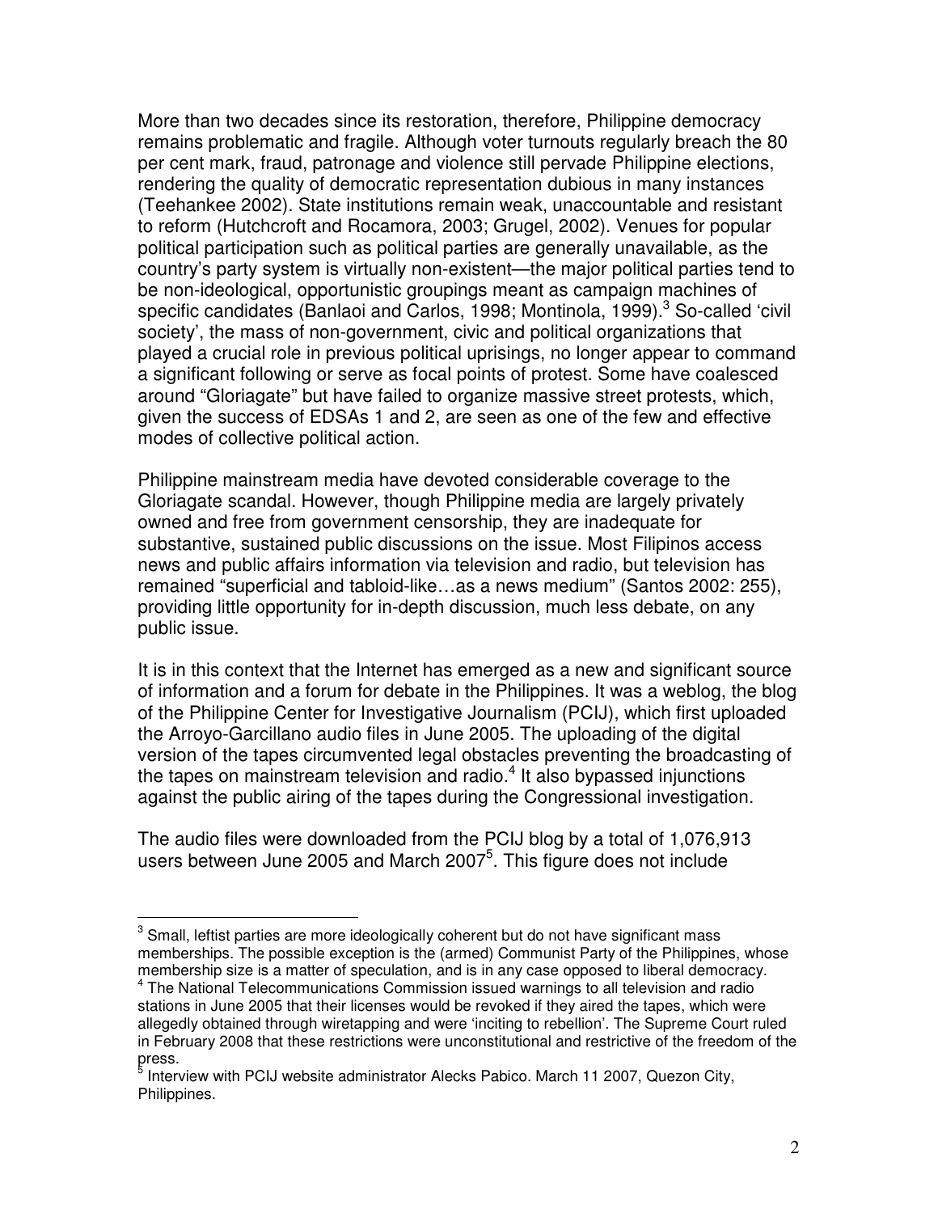More than two decades since its restoration, therefore, Philippine democracy remains problematic and fragile. Although voter turnouts regularly breach the 80 per cent mark, fraud, patronage and violence still pervade Philippine elections, rendering the quality of democratic representation dubious in many instances (Teehankee 2002). State institutions remain weak, unaccountable and resistant to reform (Hutchcroft and Rocamora, 2003; Grugel, 2002). Venues for popular political participation such as political parties are generally unavailable, as the country's party system is virtually non-existent—the major political parties tend to be non-ideological, opportunistic groupings meant as campaign machines of specific candidates (Banlaoi and Carlos, 1998; Montinola, 1999).[3] So-called 'civil society', the mass of non-government, civic and political organizations that played a crucial role in previous political uprisings, no longer appear to command a significant following or serve as focal points of protest. Some have coalesced around "Gloriagate" but have failed to organize massive street protests, which, given the success of EDSAs 1 and 2, are seen as one of the few and effective modes of collective political action.

Philippine mainstream media have devoted considerable coverage to the Gloriagate scandal. However, though Philippine media are largely privately owned and free from government censorship, they are inadequate for substantive, sustained public discussions on the issue. Most Filipinos access news and public affairs information via television and radio, but television has remained "superficial and tabloid-like…as a news medium" (Santos 2002: 255), providing little opportunity for in-depth discussion, much less debate, on any public issue.

It is in this context that the Internet has emerged as a new and significant source of information and a forum for debate in the Philippines. It was a weblog, the blog of the Philippine Center for Investigative Journalism (PCIJ), which first uploaded the Arroyo-Garcillano audio files in June 2005. The uploading of the digital version of the tapes circumvented legal obstacles preventing the broadcasting of the tapes on mainstream television and radio.[4] It also bypassed injunctions against the public airing of the tapes during the Congressional investigation.

The audio files were downloaded from the PCIJ blog by a total of 1,076,913 users between June 2005 and March 2007[5]. This figure does not include

---

[3] Small, leftist parties are more ideologically coherent but do not have significant mass memberships. The possible exception is the (armed) Communist Party of the Philippines, whose membership size is a matter of speculation, and is in any case opposed to liberal democracy.

[4] The National Telecommunications Commission issued warnings to all television and radio stations in June 2005 that their licenses would be revoked if they aired the tapes, which were allegedly obtained through wiretapping and were 'inciting to rebellion'. The Supreme Court ruled in February 2008 that these restrictions were unconstitutional and restrictive of the freedom of the press.

[5] Interview with PCIJ website administrator Alecks Pabico. March 11 2007, Quezon City, Philippines.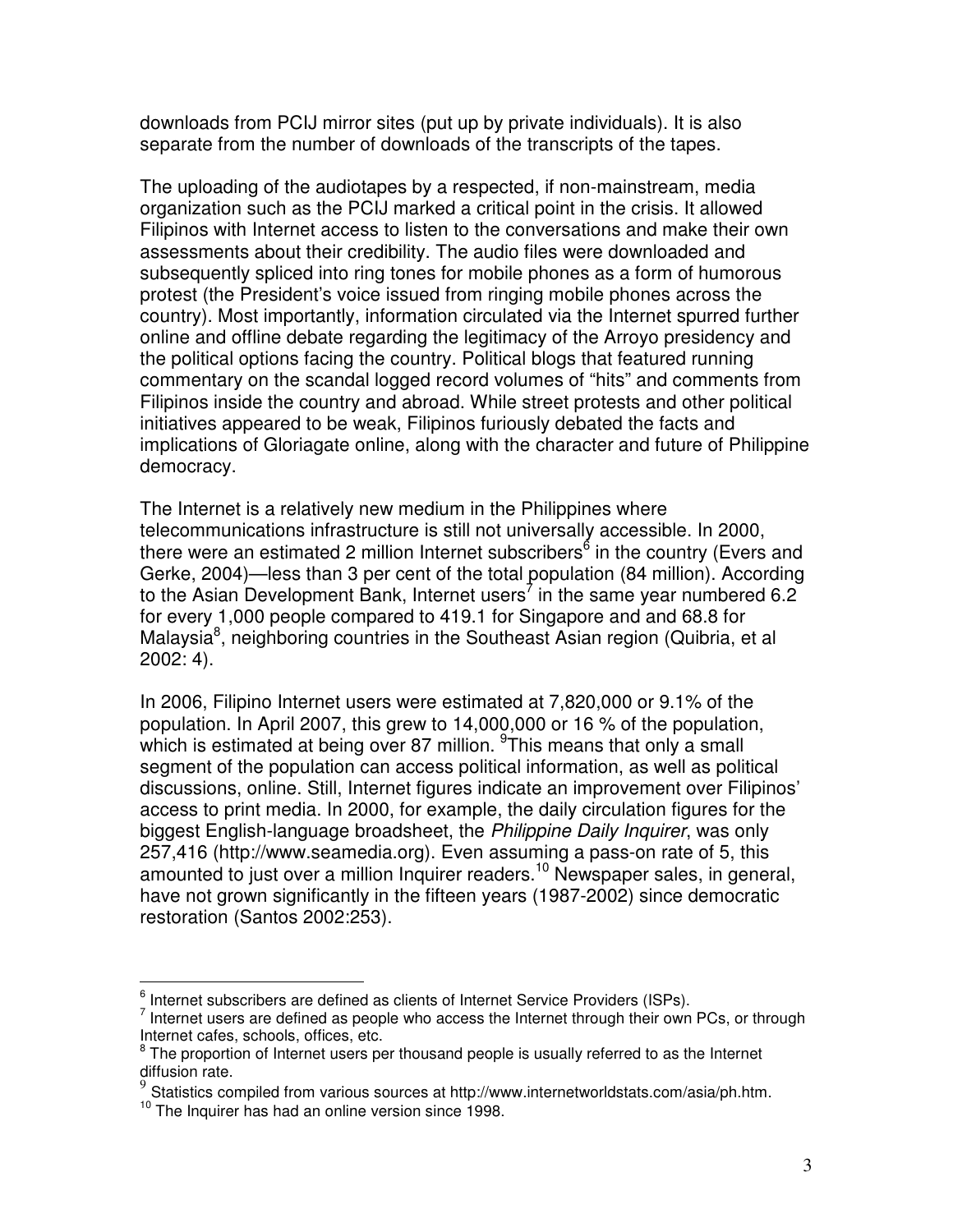downloads from PCIJ mirror sites (put up by private individuals). It is also separate from the number of downloads of the transcripts of the tapes.

The uploading of the audiotapes by a respected, if non-mainstream, media organization such as the PCIJ marked a critical point in the crisis. It allowed Filipinos with Internet access to listen to the conversations and make their own assessments about their credibility. The audio files were downloaded and subsequently spliced into ring tones for mobile phones as a form of humorous protest (the President's voice issued from ringing mobile phones across the country). Most importantly, information circulated via the Internet spurred further online and offline debate regarding the legitimacy of the Arroyo presidency and the political options facing the country. Political blogs that featured running commentary on the scandal logged record volumes of "hits" and comments from Filipinos inside the country and abroad. While street protests and other political initiatives appeared to be weak, Filipinos furiously debated the facts and implications of Gloriagate online, along with the character and future of Philippine democracy.

The Internet is a relatively new medium in the Philippines where telecommunications infrastructure is still not universally accessible. In 2000, there were an estimated 2 million Internet subscribers[6] in the country (Evers and Gerke, 2004)—less than 3 per cent of the total population (84 million). According to the Asian Development Bank, Internet users[7] in the same year numbered 6.2 for every 1,000 people compared to 419.1 for Singapore and and 68.8 for Malaysia[8], neighboring countries in the Southeast Asian region (Quibria, et al 2002: 4).

In 2006, Filipino Internet users were estimated at 7,820,000 or 9.1% of the population. In April 2007, this grew to 14,000,000 or 16 % of the population, which is estimated at being over 87 million. [9]This means that only a small segment of the population can access political information, as well as political discussions, online. Still, Internet figures indicate an improvement over Filipinos' access to print media. In 2000, for example, the daily circulation figures for the biggest English-language broadsheet, the *Philippine Daily Inquirer*, was only 257,416 (http://www.seamedia.org). Even assuming a pass-on rate of 5, this amounted to just over a million Inquirer readers.[10] Newspaper sales, in general, have not grown significantly in the fifteen years (1987-2002) since democratic restoration (Santos 2002:253).

---

[6] Internet subscribers are defined as clients of Internet Service Providers (ISPs).

[7] Internet users are defined as people who access the Internet through their own PCs, or through Internet cafes, schools, offices, etc.

[8] The proportion of Internet users per thousand people is usually referred to as the Internet diffusion rate.

[9] Statistics compiled from various sources at http://www.internetworldstats.com/asia/ph.htm.

[10] The Inquirer has had an online version since 1998.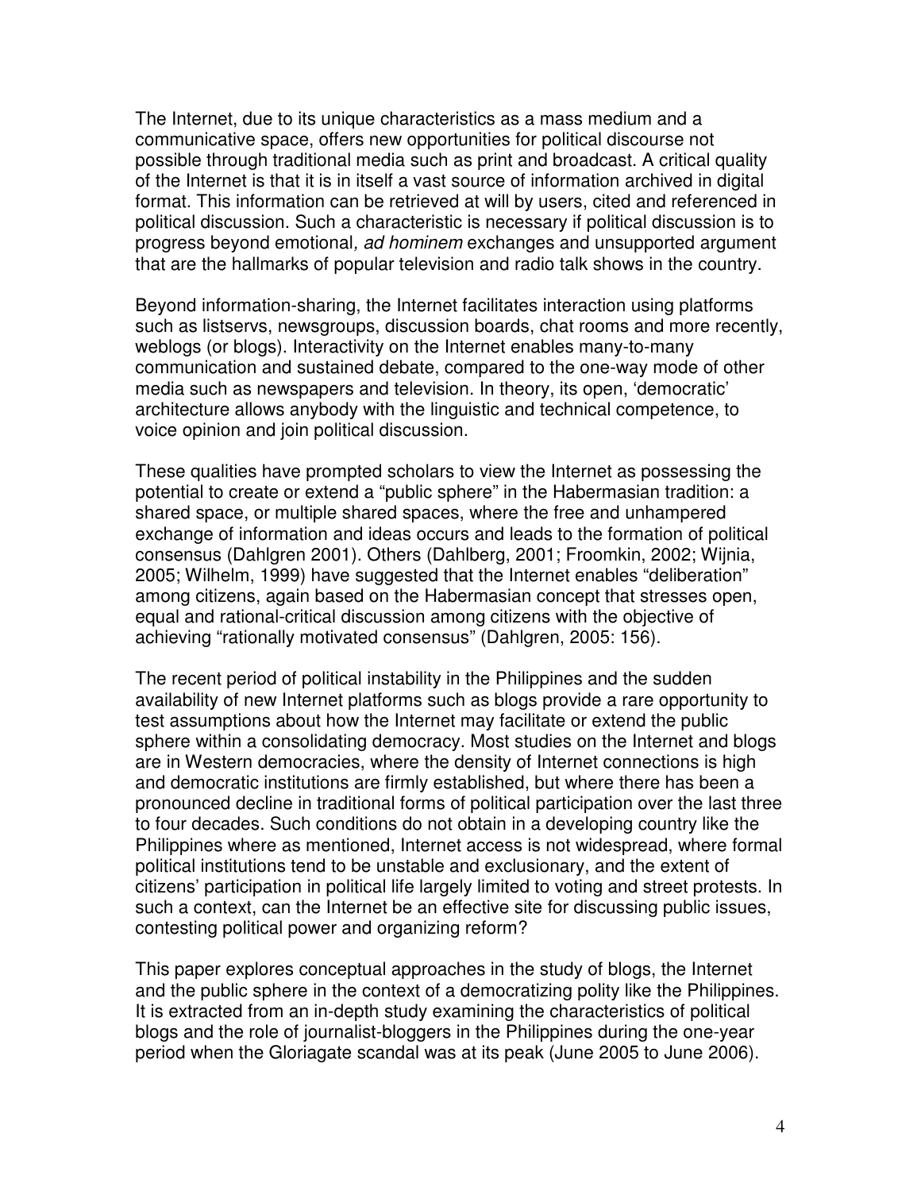The Internet, due to its unique characteristics as a mass medium and a communicative space, offers new opportunities for political discourse not possible through traditional media such as print and broadcast. A critical quality of the Internet is that it is in itself a vast source of information archived in digital format. This information can be retrieved at will by users, cited and referenced in political discussion. Such a characteristic is necessary if political discussion is to progress beyond emotional*, ad hominem* exchanges and unsupported argument that are the hallmarks of popular television and radio talk shows in the country.

Beyond information-sharing, the Internet facilitates interaction using platforms such as listservs, newsgroups, discussion boards, chat rooms and more recently, weblogs (or blogs). Interactivity on the Internet enables many-to-many communication and sustained debate, compared to the one-way mode of other media such as newspapers and television. In theory, its open, 'democratic' architecture allows anybody with the linguistic and technical competence, to voice opinion and join political discussion.

These qualities have prompted scholars to view the Internet as possessing the potential to create or extend a "public sphere" in the Habermasian tradition: a shared space, or multiple shared spaces, where the free and unhampered exchange of information and ideas occurs and leads to the formation of political consensus (Dahlgren 2001). Others (Dahlberg, 2001; Froomkin, 2002; Wijnia, 2005; Wilhelm, 1999) have suggested that the Internet enables "deliberation" among citizens, again based on the Habermasian concept that stresses open, equal and rational-critical discussion among citizens with the objective of achieving "rationally motivated consensus" (Dahlgren, 2005: 156).

The recent period of political instability in the Philippines and the sudden availability of new Internet platforms such as blogs provide a rare opportunity to test assumptions about how the Internet may facilitate or extend the public sphere within a consolidating democracy. Most studies on the Internet and blogs are in Western democracies, where the density of Internet connections is high and democratic institutions are firmly established, but where there has been a pronounced decline in traditional forms of political participation over the last three to four decades. Such conditions do not obtain in a developing country like the Philippines where as mentioned, Internet access is not widespread, where formal political institutions tend to be unstable and exclusionary, and the extent of citizens' participation in political life largely limited to voting and street protests. In such a context, can the Internet be an effective site for discussing public issues, contesting political power and organizing reform?

This paper explores conceptual approaches in the study of blogs, the Internet and the public sphere in the context of a democratizing polity like the Philippines. It is extracted from an in-depth study examining the characteristics of political blogs and the role of journalist-bloggers in the Philippines during the one-year period when the Gloriagate scandal was at its peak (June 2005 to June 2006).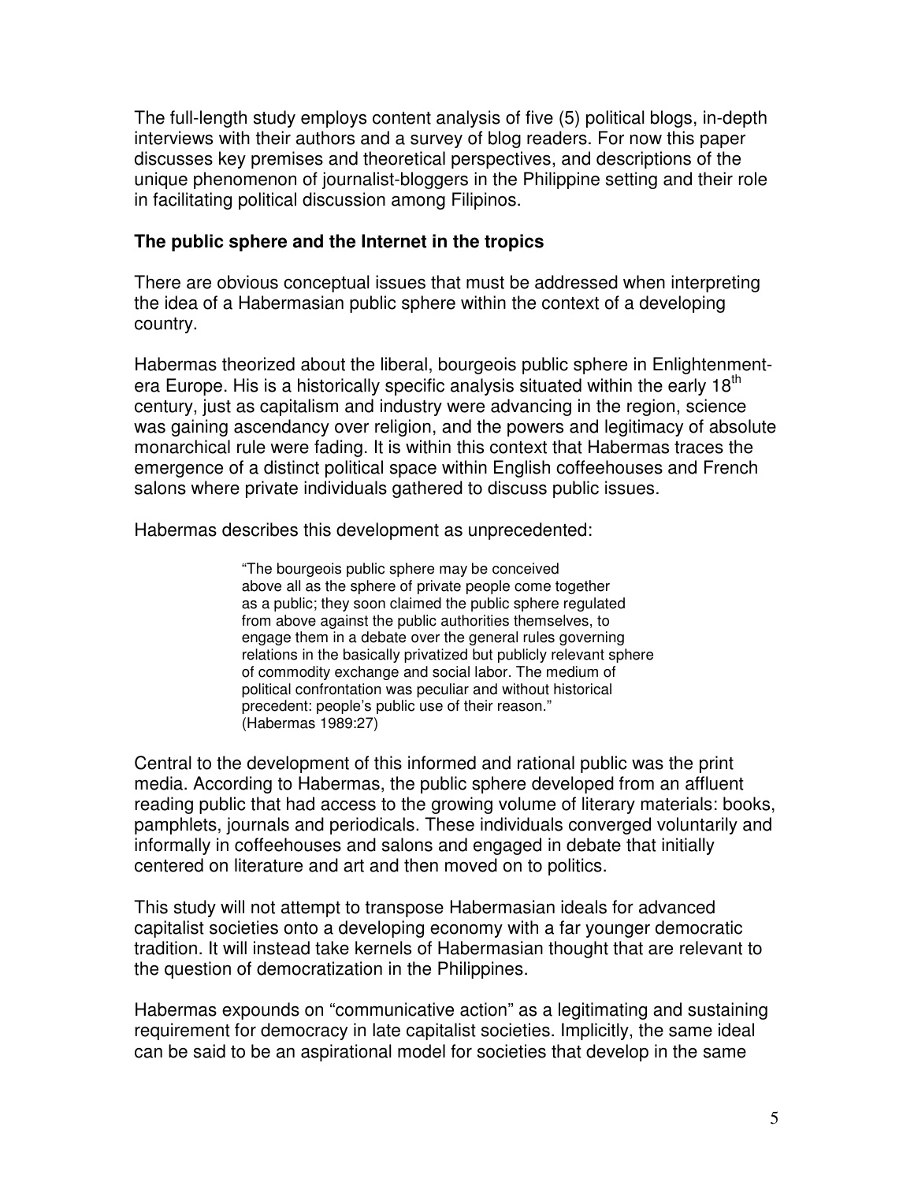The full-length study employs content analysis of five (5) political blogs, in-depth interviews with their authors and a survey of blog readers. For now this paper discusses key premises and theoretical perspectives, and descriptions of the unique phenomenon of journalist-bloggers in the Philippine setting and their role in facilitating political discussion among Filipinos.

**The public sphere and the Internet in the tropics**

There are obvious conceptual issues that must be addressed when interpreting the idea of a Habermasian public sphere within the context of a developing country.

Habermas theorized about the liberal, bourgeois public sphere in Enlightenment-era Europe. His is a historically specific analysis situated within the early 18th century, just as capitalism and industry were advancing in the region, science was gaining ascendancy over religion, and the powers and legitimacy of absolute monarchical rule were fading. It is within this context that Habermas traces the emergence of a distinct political space within English coffeehouses and French salons where private individuals gathered to discuss public issues.

Habermas describes this development as unprecedented:

> "The bourgeois public sphere may be conceived above all as the sphere of private people come together as a public; they soon claimed the public sphere regulated from above against the public authorities themselves, to engage them in a debate over the general rules governing relations in the basically privatized but publicly relevant sphere of commodity exchange and social labor. The medium of political confrontation was peculiar and without historical precedent: people's public use of their reason."
> (Habermas 1989:27)

Central to the development of this informed and rational public was the print media. According to Habermas, the public sphere developed from an affluent reading public that had access to the growing volume of literary materials: books, pamphlets, journals and periodicals. These individuals converged voluntarily and informally in coffeehouses and salons and engaged in debate that initially centered on literature and art and then moved on to politics.

This study will not attempt to transpose Habermasian ideals for advanced capitalist societies onto a developing economy with a far younger democratic tradition. It will instead take kernels of Habermasian thought that are relevant to the question of democratization in the Philippines.

Habermas expounds on "communicative action" as a legitimating and sustaining requirement for democracy in late capitalist societies. Implicitly, the same ideal can be said to be an aspirational model for societies that develop in the same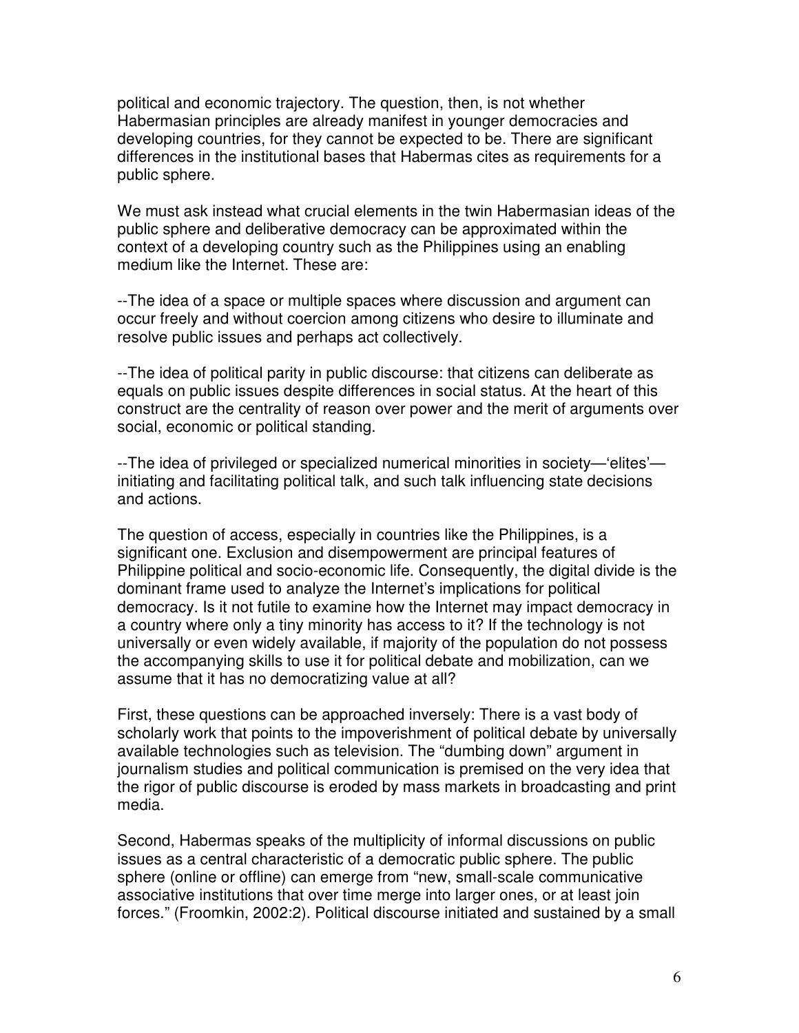political and economic trajectory. The question, then, is not whether Habermasian principles are already manifest in younger democracies and developing countries, for they cannot be expected to be. There are significant differences in the institutional bases that Habermas cites as requirements for a public sphere.

We must ask instead what crucial elements in the twin Habermasian ideas of the public sphere and deliberative democracy can be approximated within the context of a developing country such as the Philippines using an enabling medium like the Internet. These are:

--The idea of a space or multiple spaces where discussion and argument can occur freely and without coercion among citizens who desire to illuminate and resolve public issues and perhaps act collectively.

--The idea of political parity in public discourse: that citizens can deliberate as equals on public issues despite differences in social status. At the heart of this construct are the centrality of reason over power and the merit of arguments over social, economic or political standing.

--The idea of privileged or specialized numerical minorities in society—'elites'—initiating and facilitating political talk, and such talk influencing state decisions and actions.

The question of access, especially in countries like the Philippines, is a significant one. Exclusion and disempowerment are principal features of Philippine political and socio-economic life. Consequently, the digital divide is the dominant frame used to analyze the Internet's implications for political democracy. Is it not futile to examine how the Internet may impact democracy in a country where only a tiny minority has access to it? If the technology is not universally or even widely available, if majority of the population do not possess the accompanying skills to use it for political debate and mobilization, can we assume that it has no democratizing value at all?

First, these questions can be approached inversely: There is a vast body of scholarly work that points to the impoverishment of political debate by universally available technologies such as television. The "dumbing down" argument in journalism studies and political communication is premised on the very idea that the rigor of public discourse is eroded by mass markets in broadcasting and print media.

Second, Habermas speaks of the multiplicity of informal discussions on public issues as a central characteristic of a democratic public sphere. The public sphere (online or offline) can emerge from "new, small-scale communicative associative institutions that over time merge into larger ones, or at least join forces." (Froomkin, 2002:2). Political discourse initiated and sustained by a small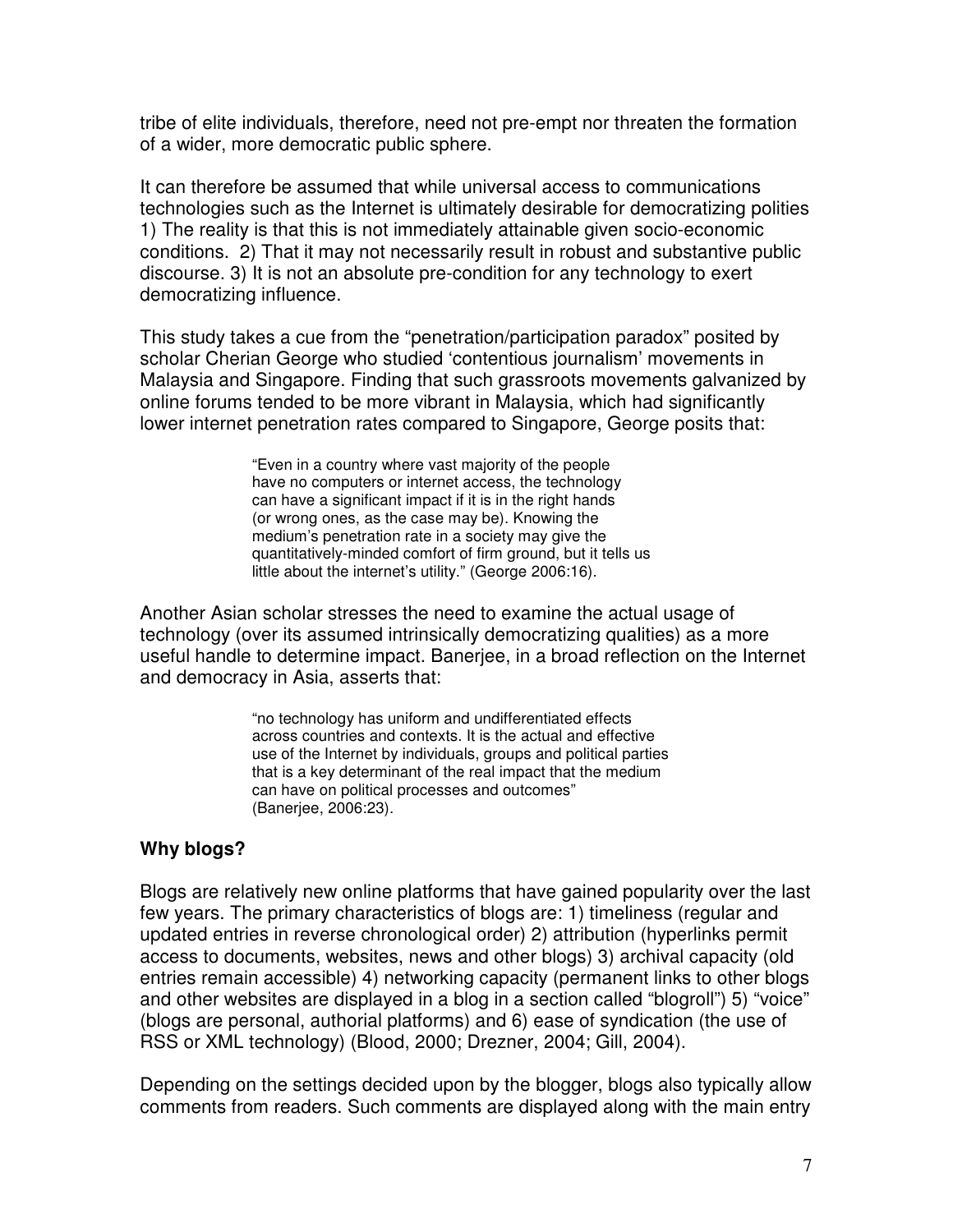tribe of elite individuals, therefore, need not pre-empt nor threaten the formation of a wider, more democratic public sphere.

It can therefore be assumed that while universal access to communications technologies such as the Internet is ultimately desirable for democratizing polities 1) The reality is that this is not immediately attainable given socio-economic conditions. 2) That it may not necessarily result in robust and substantive public discourse. 3) It is not an absolute pre-condition for any technology to exert democratizing influence.

This study takes a cue from the "penetration/participation paradox" posited by scholar Cherian George who studied 'contentious journalism' movements in Malaysia and Singapore. Finding that such grassroots movements galvanized by online forums tended to be more vibrant in Malaysia, which had significantly lower internet penetration rates compared to Singapore, George posits that:

> "Even in a country where vast majority of the people have no computers or internet access, the technology can have a significant impact if it is in the right hands (or wrong ones, as the case may be). Knowing the medium's penetration rate in a society may give the quantitatively-minded comfort of firm ground, but it tells us little about the internet's utility." (George 2006:16).

Another Asian scholar stresses the need to examine the actual usage of technology (over its assumed intrinsically democratizing qualities) as a more useful handle to determine impact. Banerjee, in a broad reflection on the Internet and democracy in Asia, asserts that:

> "no technology has uniform and undifferentiated effects across countries and contexts. It is the actual and effective use of the Internet by individuals, groups and political parties that is a key determinant of the real impact that the medium can have on political processes and outcomes" (Banerjee, 2006:23).

**Why blogs?**

Blogs are relatively new online platforms that have gained popularity over the last few years. The primary characteristics of blogs are: 1) timeliness (regular and updated entries in reverse chronological order) 2) attribution (hyperlinks permit access to documents, websites, news and other blogs) 3) archival capacity (old entries remain accessible) 4) networking capacity (permanent links to other blogs and other websites are displayed in a blog in a section called "blogroll") 5) "voice" (blogs are personal, authorial platforms) and 6) ease of syndication (the use of RSS or XML technology) (Blood, 2000; Drezner, 2004; Gill, 2004).

Depending on the settings decided upon by the blogger, blogs also typically allow comments from readers. Such comments are displayed along with the main entry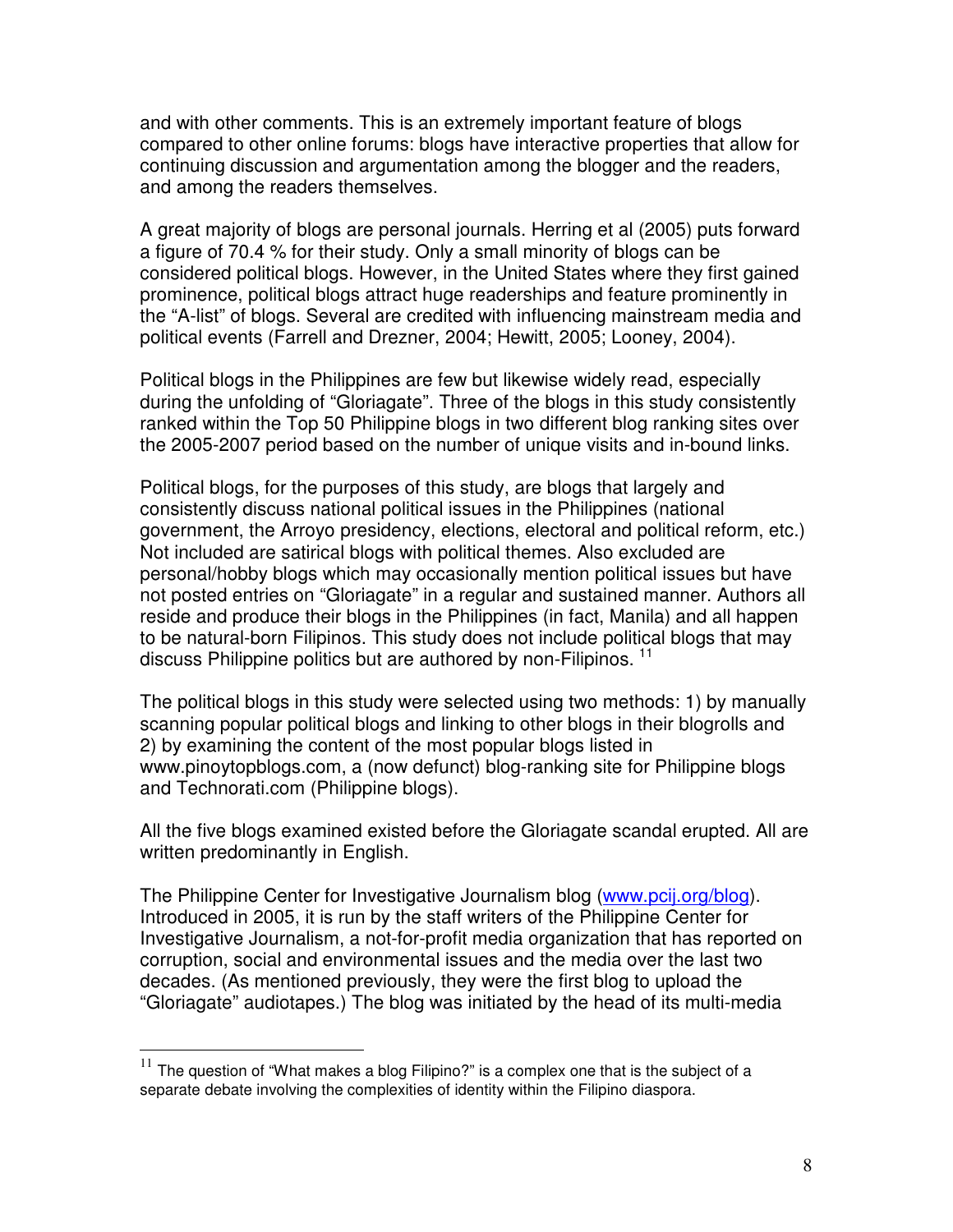and with other comments. This is an extremely important feature of blogs compared to other online forums: blogs have interactive properties that allow for continuing discussion and argumentation among the blogger and the readers, and among the readers themselves.

A great majority of blogs are personal journals. Herring et al (2005) puts forward a figure of 70.4 % for their study. Only a small minority of blogs can be considered political blogs. However, in the United States where they first gained prominence, political blogs attract huge readerships and feature prominently in the "A-list" of blogs. Several are credited with influencing mainstream media and political events (Farrell and Drezner, 2004; Hewitt, 2005; Looney, 2004).

Political blogs in the Philippines are few but likewise widely read, especially during the unfolding of "Gloriagate". Three of the blogs in this study consistently ranked within the Top 50 Philippine blogs in two different blog ranking sites over the 2005-2007 period based on the number of unique visits and in-bound links.

Political blogs, for the purposes of this study, are blogs that largely and consistently discuss national political issues in the Philippines (national government, the Arroyo presidency, elections, electoral and political reform, etc.) Not included are satirical blogs with political themes. Also excluded are personal/hobby blogs which may occasionally mention political issues but have not posted entries on "Gloriagate" in a regular and sustained manner. Authors all reside and produce their blogs in the Philippines (in fact, Manila) and all happen to be natural-born Filipinos. This study does not include political blogs that may discuss Philippine politics but are authored by non-Filipinos. [11]

The political blogs in this study were selected using two methods: 1) by manually scanning popular political blogs and linking to other blogs in their blogrolls and 2) by examining the content of the most popular blogs listed in www.pinoytopblogs.com, a (now defunct) blog-ranking site for Philippine blogs and Technorati.com (Philippine blogs).

All the five blogs examined existed before the Gloriagate scandal erupted. All are written predominantly in English.

The Philippine Center for Investigative Journalism blog (www.pcij.org/blog). Introduced in 2005, it is run by the staff writers of the Philippine Center for Investigative Journalism, a not-for-profit media organization that has reported on corruption, social and environmental issues and the media over the last two decades. (As mentioned previously, they were the first blog to upload the "Gloriagate" audiotapes.) The blog was initiated by the head of its multi-media

[11] The question of "What makes a blog Filipino?" is a complex one that is the subject of a separate debate involving the complexities of identity within the Filipino diaspora.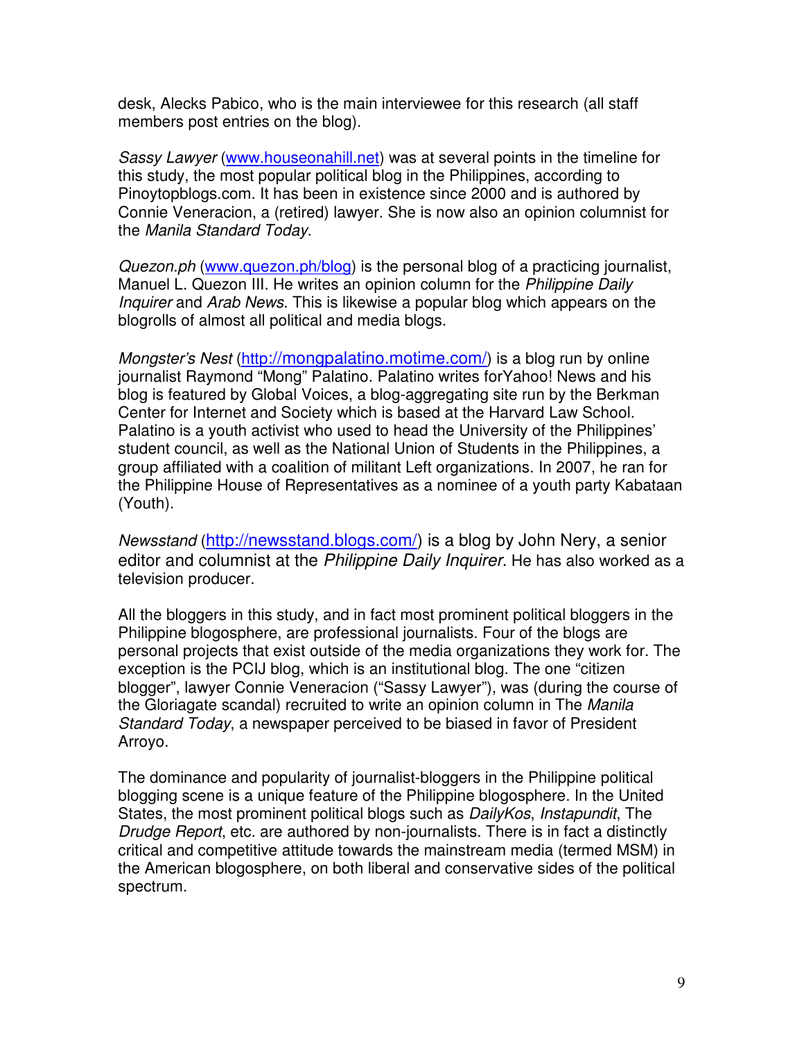desk, Alecks Pabico, who is the main interviewee for this research (all staff members post entries on the blog).

*Sassy Lawyer* (www.houseonahill.net) was at several points in the timeline for this study, the most popular political blog in the Philippines, according to Pinoytopblogs.com. It has been in existence since 2000 and is authored by Connie Veneracion, a (retired) lawyer. She is now also an opinion columnist for the *Manila Standard Today*.

*Quezon.ph* (www.quezon.ph/blog) is the personal blog of a practicing journalist, Manuel L. Quezon III. He writes an opinion column for the *Philippine Daily Inquirer* and *Arab News*. This is likewise a popular blog which appears on the blogrolls of almost all political and media blogs.

*Mongster's Nest* (http://mongpalatino.motime.com/) is a blog run by online journalist Raymond "Mong" Palatino. Palatino writes forYahoo! News and his blog is featured by Global Voices, a blog-aggregating site run by the Berkman Center for Internet and Society which is based at the Harvard Law School. Palatino is a youth activist who used to head the University of the Philippines' student council, as well as the National Union of Students in the Philippines, a group affiliated with a coalition of militant Left organizations. In 2007, he ran for the Philippine House of Representatives as a nominee of a youth party Kabataan (Youth).

*Newsstand* (http://newsstand.blogs.com/) is a blog by John Nery, a senior editor and columnist at the *Philippine Daily Inquirer*. He has also worked as a television producer.

All the bloggers in this study, and in fact most prominent political bloggers in the Philippine blogosphere, are professional journalists. Four of the blogs are personal projects that exist outside of the media organizations they work for. The exception is the PCIJ blog, which is an institutional blog. The one "citizen blogger", lawyer Connie Veneracion ("Sassy Lawyer"), was (during the course of the Gloriagate scandal) recruited to write an opinion column in The *Manila Standard Today*, a newspaper perceived to be biased in favor of President Arroyo.

The dominance and popularity of journalist-bloggers in the Philippine political blogging scene is a unique feature of the Philippine blogosphere. In the United States, the most prominent political blogs such as *DailyKos*, *Instapundit*, The *Drudge Report*, etc. are authored by non-journalists. There is in fact a distinctly critical and competitive attitude towards the mainstream media (termed MSM) in the American blogosphere, on both liberal and conservative sides of the political spectrum.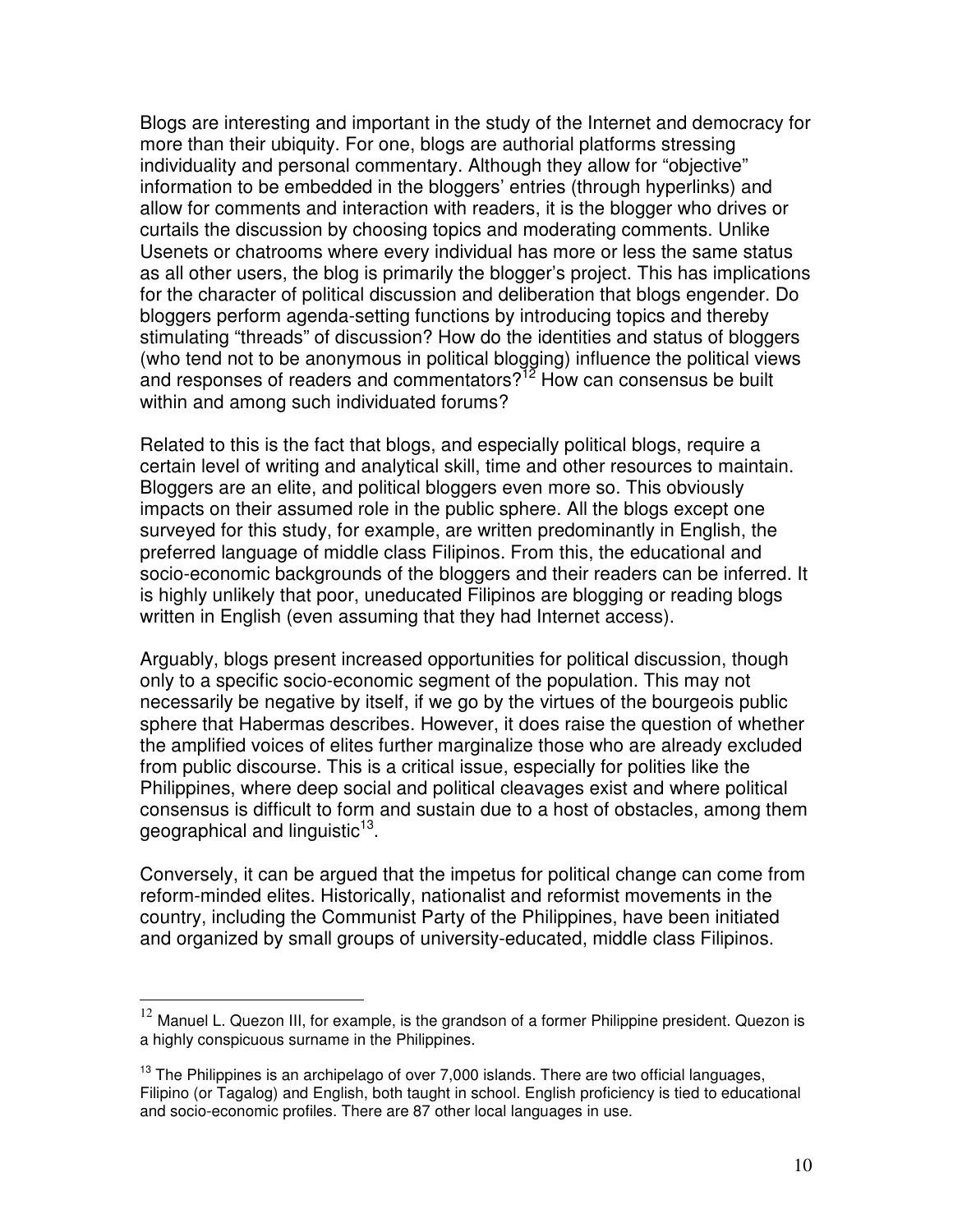Blogs are interesting and important in the study of the Internet and democracy for more than their ubiquity. For one, blogs are authorial platforms stressing individuality and personal commentary. Although they allow for "objective" information to be embedded in the bloggers' entries (through hyperlinks) and allow for comments and interaction with readers, it is the blogger who drives or curtails the discussion by choosing topics and moderating comments. Unlike Usenets or chatrooms where every individual has more or less the same status as all other users, the blog is primarily the blogger's project. This has implications for the character of political discussion and deliberation that blogs engender. Do bloggers perform agenda-setting functions by introducing topics and thereby stimulating "threads" of discussion? How do the identities and status of bloggers (who tend not to be anonymous in political blogging) influence the political views and responses of readers and commentators?[12] How can consensus be built within and among such individuated forums?

Related to this is the fact that blogs, and especially political blogs, require a certain level of writing and analytical skill, time and other resources to maintain. Bloggers are an elite, and political bloggers even more so. This obviously impacts on their assumed role in the public sphere. All the blogs except one surveyed for this study, for example, are written predominantly in English, the preferred language of middle class Filipinos. From this, the educational and socio-economic backgrounds of the bloggers and their readers can be inferred. It is highly unlikely that poor, uneducated Filipinos are blogging or reading blogs written in English (even assuming that they had Internet access).

Arguably, blogs present increased opportunities for political discussion, though only to a specific socio-economic segment of the population. This may not necessarily be negative by itself, if we go by the virtues of the bourgeois public sphere that Habermas describes. However, it does raise the question of whether the amplified voices of elites further marginalize those who are already excluded from public discourse. This is a critical issue, especially for polities like the Philippines, where deep social and political cleavages exist and where political consensus is difficult to form and sustain due to a host of obstacles, among them geographical and linguistic[13].

Conversely, it can be argued that the impetus for political change can come from reform-minded elites. Historically, nationalist and reformist movements in the country, including the Communist Party of the Philippines, have been initiated and organized by small groups of university-educated, middle class Filipinos.

---

[12] Manuel L. Quezon III, for example, is the grandson of a former Philippine president. Quezon is a highly conspicuous surname in the Philippines.

[13] The Philippines is an archipelago of over 7,000 islands. There are two official languages, Filipino (or Tagalog) and English, both taught in school. English proficiency is tied to educational and socio-economic profiles. There are 87 other local languages in use.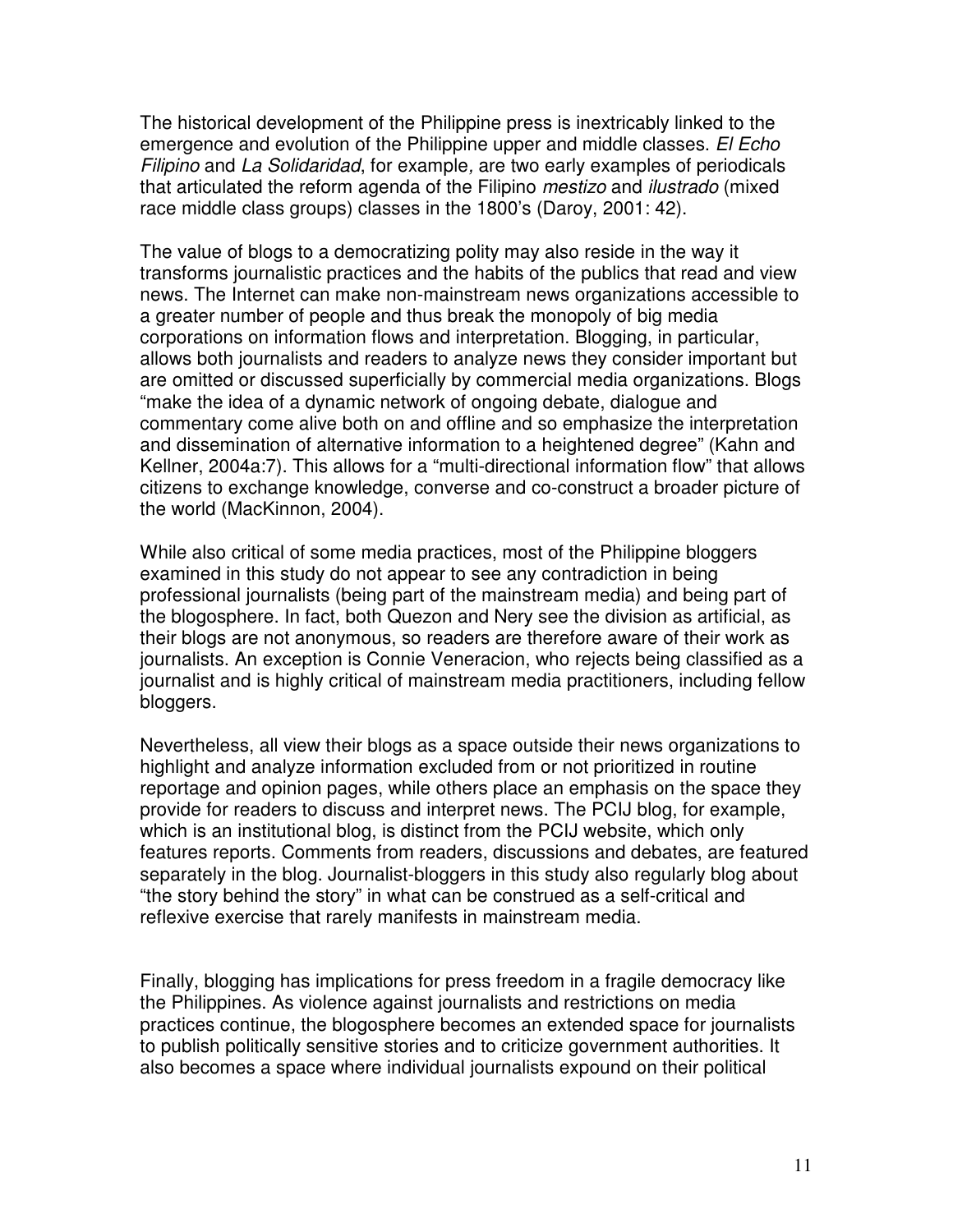The historical development of the Philippine press is inextricably linked to the emergence and evolution of the Philippine upper and middle classes. *El Echo Filipino* and *La Solidaridad*, for example, are two early examples of periodicals that articulated the reform agenda of the Filipino *mestizo* and *ilustrado* (mixed race middle class groups) classes in the 1800's (Daroy, 2001: 42).

The value of blogs to a democratizing polity may also reside in the way it transforms journalistic practices and the habits of the publics that read and view news. The Internet can make non-mainstream news organizations accessible to a greater number of people and thus break the monopoly of big media corporations on information flows and interpretation. Blogging, in particular, allows both journalists and readers to analyze news they consider important but are omitted or discussed superficially by commercial media organizations. Blogs "make the idea of a dynamic network of ongoing debate, dialogue and commentary come alive both on and offline and so emphasize the interpretation and dissemination of alternative information to a heightened degree" (Kahn and Kellner, 2004a:7). This allows for a "multi-directional information flow" that allows citizens to exchange knowledge, converse and co-construct a broader picture of the world (MacKinnon, 2004).

While also critical of some media practices, most of the Philippine bloggers examined in this study do not appear to see any contradiction in being professional journalists (being part of the mainstream media) and being part of the blogosphere. In fact, both Quezon and Nery see the division as artificial, as their blogs are not anonymous, so readers are therefore aware of their work as journalists. An exception is Connie Veneracion, who rejects being classified as a journalist and is highly critical of mainstream media practitioners, including fellow bloggers.

Nevertheless, all view their blogs as a space outside their news organizations to highlight and analyze information excluded from or not prioritized in routine reportage and opinion pages, while others place an emphasis on the space they provide for readers to discuss and interpret news. The PCIJ blog, for example, which is an institutional blog, is distinct from the PCIJ website, which only features reports. Comments from readers, discussions and debates, are featured separately in the blog. Journalist-bloggers in this study also regularly blog about "the story behind the story" in what can be construed as a self-critical and reflexive exercise that rarely manifests in mainstream media.

Finally, blogging has implications for press freedom in a fragile democracy like the Philippines. As violence against journalists and restrictions on media practices continue, the blogosphere becomes an extended space for journalists to publish politically sensitive stories and to criticize government authorities. It also becomes a space where individual journalists expound on their political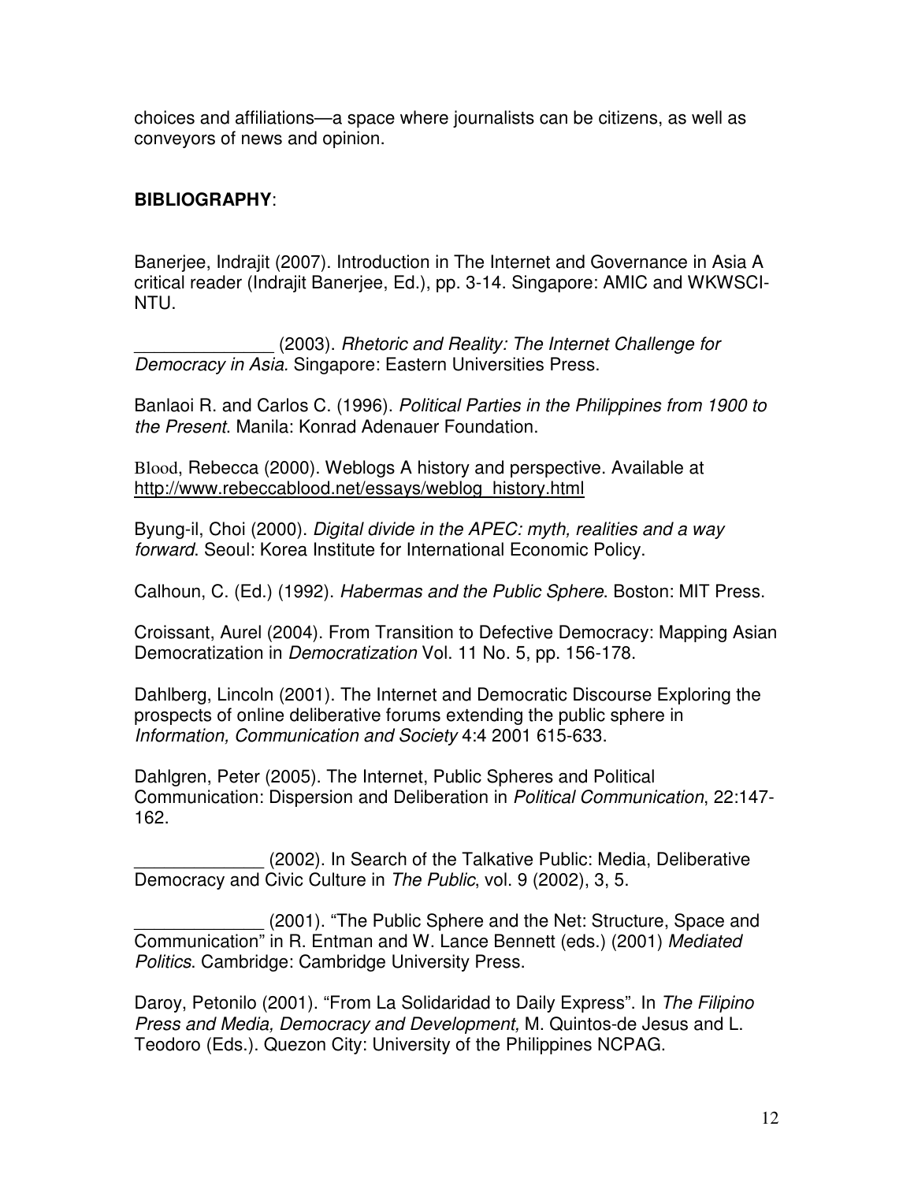choices and affiliations—a space where journalists can be citizens, as well as conveyors of news and opinion.

**BIBLIOGRAPHY**:

Banerjee, Indrajit (2007). Introduction in The Internet and Governance in Asia A critical reader (Indrajit Banerjee, Ed.), pp. 3-14. Singapore: AMIC and WKWSCI-NTU.

______________ (2003). *Rhetoric and Reality: The Internet Challenge for Democracy in Asia*. Singapore: Eastern Universities Press.

Banlaoi R. and Carlos C. (1996). *Political Parties in the Philippines from 1900 to the Present*. Manila: Konrad Adenauer Foundation.

Blood, Rebecca (2000). Weblogs A history and perspective. Available at http://www.rebeccablood.net/essays/weblog_history.html

Byung-il, Choi (2000). *Digital divide in the APEC: myth, realities and a way forward*. Seoul: Korea Institute for International Economic Policy.

Calhoun, C. (Ed.) (1992). *Habermas and the Public Sphere*. Boston: MIT Press.

Croissant, Aurel (2004). From Transition to Defective Democracy: Mapping Asian Democratization in *Democratization* Vol. 11 No. 5, pp. 156-178.

Dahlberg, Lincoln (2001). The Internet and Democratic Discourse Exploring the prospects of online deliberative forums extending the public sphere in *Information, Communication and Society* 4:4 2001 615-633.

Dahlgren, Peter (2005). The Internet, Public Spheres and Political Communication: Dispersion and Deliberation in *Political Communication*, 22:147-162.

_____________ (2002). In Search of the Talkative Public: Media, Deliberative Democracy and Civic Culture in *The Public*, vol. 9 (2002), 3, 5.

_____________ (2001). "The Public Sphere and the Net: Structure, Space and Communication" in R. Entman and W. Lance Bennett (eds.) (2001) *Mediated Politics*. Cambridge: Cambridge University Press.

Daroy, Petonilo (2001). "From La Solidaridad to Daily Express". In *The Filipino Press and Media, Democracy and Development,* M. Quintos-de Jesus and L. Teodoro (Eds.). Quezon City: University of the Philippines NCPAG.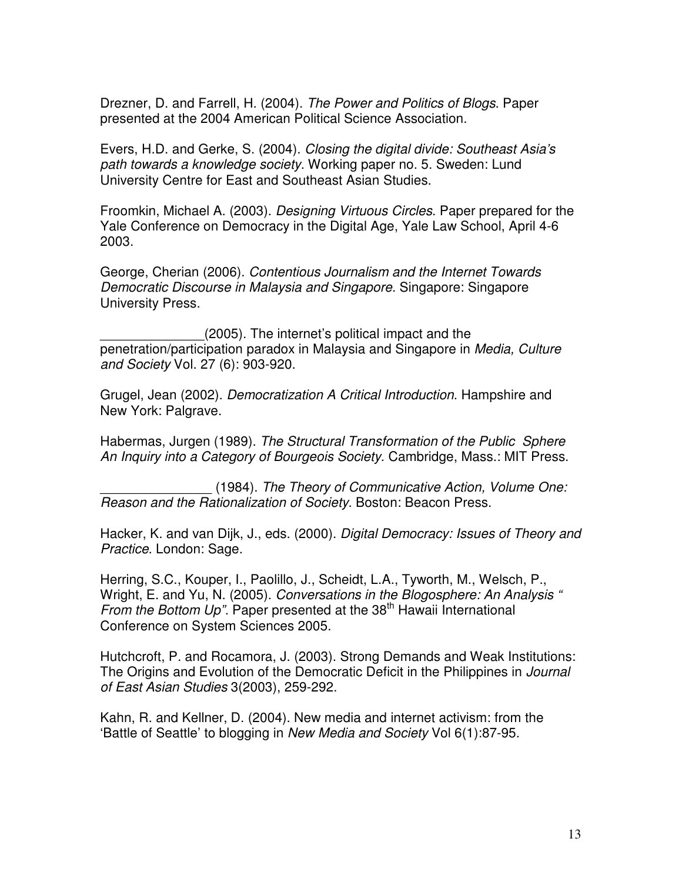Drezner, D. and Farrell, H. (2004). *The Power and Politics of Blogs*. Paper presented at the 2004 American Political Science Association.

Evers, H.D. and Gerke, S. (2004). *Closing the digital divide: Southeast Asia's path towards a knowledge society*. Working paper no. 5. Sweden: Lund University Centre for East and Southeast Asian Studies.

Froomkin, Michael A. (2003). *Designing Virtuous Circles*. Paper prepared for the Yale Conference on Democracy in the Digital Age, Yale Law School, April 4-6 2003.

George, Cherian (2006). *Contentious Journalism and the Internet Towards Democratic Discourse in Malaysia and Singapore*. Singapore: Singapore University Press.

______________(2005). The internet's political impact and the penetration/participation paradox in Malaysia and Singapore in *Media, Culture and Society* Vol. 27 (6): 903-920.

Grugel, Jean (2002). *Democratization A Critical Introduction*. Hampshire and New York: Palgrave.

Habermas, Jurgen (1989). *The Structural Transformation of the Public Sphere An Inquiry into a Category of Bourgeois Society*. Cambridge, Mass.: MIT Press.

_______________ (1984). *The Theory of Communicative Action, Volume One: Reason and the Rationalization of Society*. Boston: Beacon Press.

Hacker, K. and van Dijk, J., eds. (2000). *Digital Democracy: Issues of Theory and Practice*. London: Sage.

Herring, S.C., Kouper, I., Paolillo, J., Scheidt, L.A., Tyworth, M., Welsch, P., Wright, E. and Yu, N. (2005). *Conversations in the Blogosphere: An Analysis " From the Bottom Up".* Paper presented at the 38th Hawaii International Conference on System Sciences 2005.

Hutchcroft, P. and Rocamora, J. (2003). Strong Demands and Weak Institutions: The Origins and Evolution of the Democratic Deficit in the Philippines in *Journal of East Asian Studies* 3(2003), 259-292.

Kahn, R. and Kellner, D. (2004). New media and internet activism: from the 'Battle of Seattle' to blogging in *New Media and Society* Vol 6(1):87-95.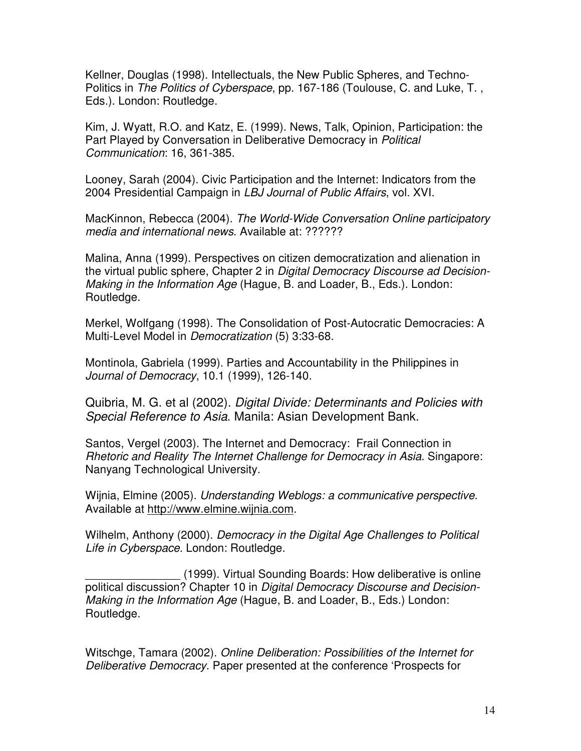Kellner, Douglas (1998). Intellectuals, the New Public Spheres, and Techno-Politics in *The Politics of Cyberspace*, pp. 167-186 (Toulouse, C. and Luke, T. , Eds.). London: Routledge.

Kim, J. Wyatt, R.O. and Katz, E. (1999). News, Talk, Opinion, Participation: the Part Played by Conversation in Deliberative Democracy in *Political Communication*: 16, 361-385.

Looney, Sarah (2004). Civic Participation and the Internet: Indicators from the 2004 Presidential Campaign in *LBJ Journal of Public Affairs*, vol. XVI.

MacKinnon, Rebecca (2004). *The World-Wide Conversation Online participatory media and international news*. Available at: ??????

Malina, Anna (1999). Perspectives on citizen democratization and alienation in the virtual public sphere, Chapter 2 in *Digital Democracy Discourse ad Decision-Making in the Information Age* (Hague, B. and Loader, B., Eds.). London: Routledge.

Merkel, Wolfgang (1998). The Consolidation of Post-Autocratic Democracies: A Multi-Level Model in *Democratization* (5) 3:33-68.

Montinola, Gabriela (1999). Parties and Accountability in the Philippines in *Journal of Democracy*, 10.1 (1999), 126-140.

Quibria, M. G. et al (2002). *Digital Divide: Determinants and Policies with Special Reference to Asia*. Manila: Asian Development Bank.

Santos, Vergel (2003). The Internet and Democracy: Frail Connection in *Rhetoric and Reality The Internet Challenge for Democracy in Asia*. Singapore: Nanyang Technological University.

Wijnia, Elmine (2005). *Understanding Weblogs: a communicative perspective*. Available at http://www.elmine.wijnia.com.

Wilhelm, Anthony (2000). *Democracy in the Digital Age Challenges to Political Life in Cyberspace*. London: Routledge.

_______________ (1999). Virtual Sounding Boards: How deliberative is online political discussion? Chapter 10 in *Digital Democracy Discourse and Decision-Making in the Information Age* (Hague, B. and Loader, B., Eds.) London: Routledge.

Witschge, Tamara (2002). *Online Deliberation: Possibilities of the Internet for Deliberative Democracy*. Paper presented at the conference 'Prospects for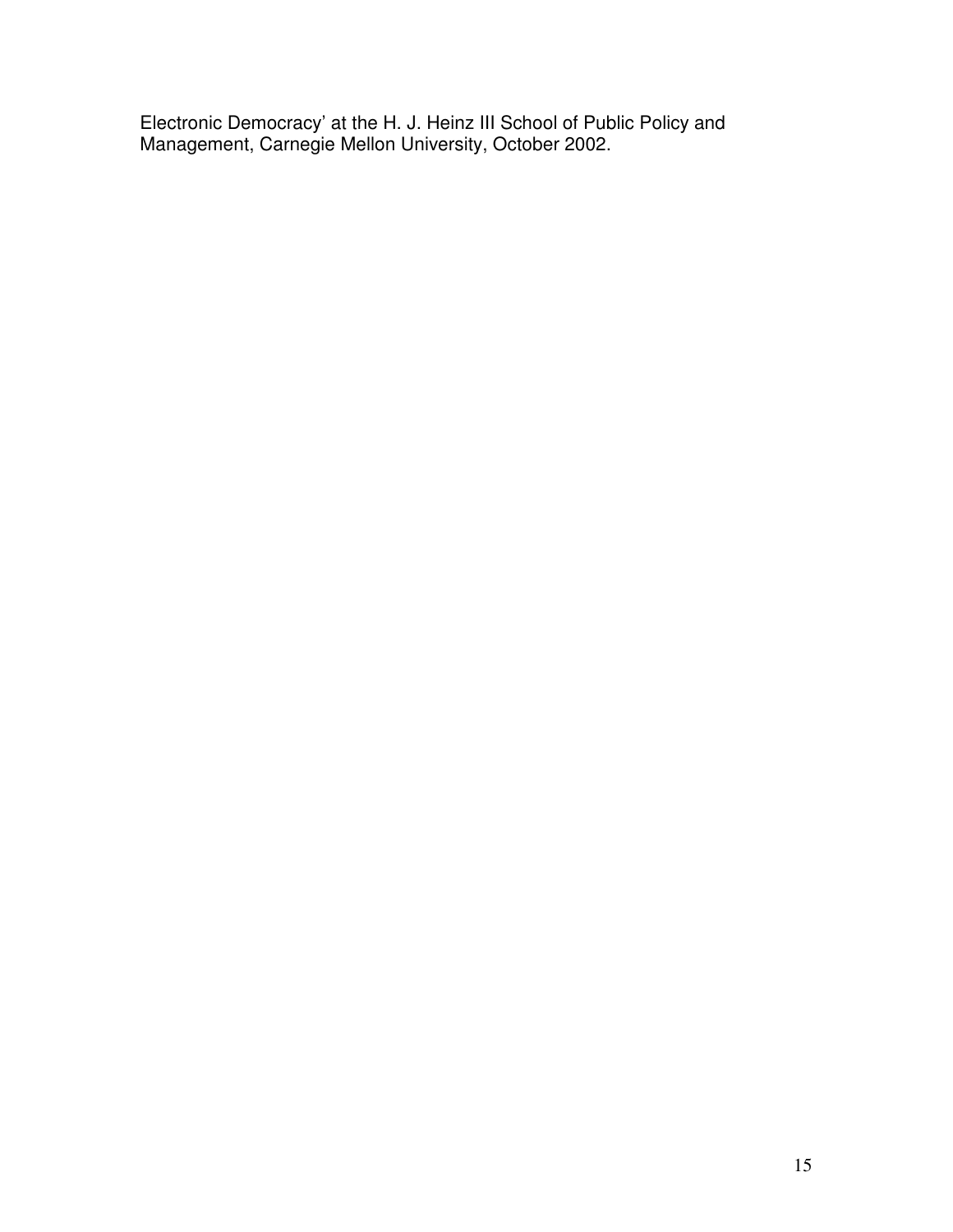Electronic Democracy' at the H. J. Heinz III School of Public Policy and Management, Carnegie Mellon University, October 2002.